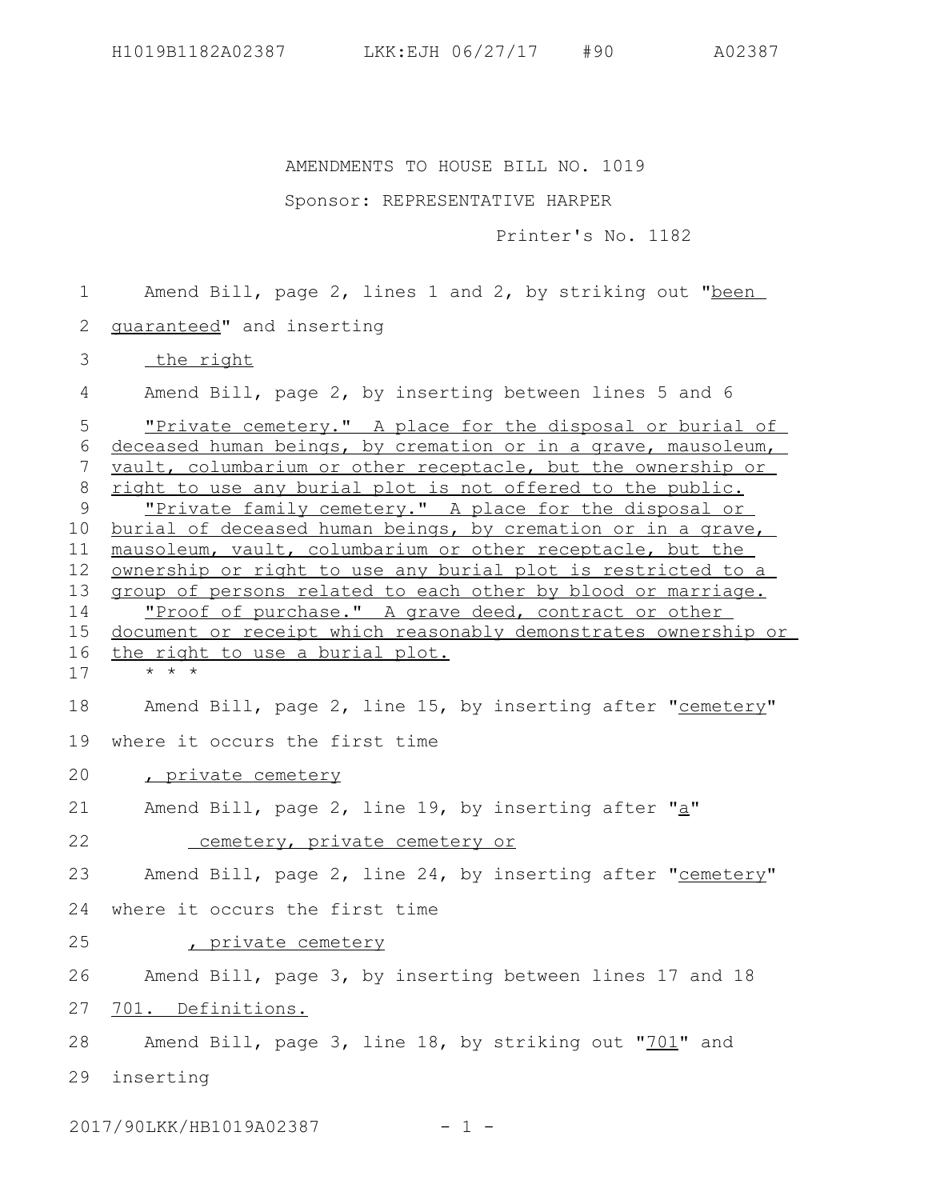AMENDMENTS TO HOUSE BILL NO. 1019

Sponsor: REPRESENTATIVE HARPER

Printer's No. 1182

Amend Bill, page 2, lines 1 and 2, by striking out "been guaranteed" and inserting

the right

Amend Bill, page 2, by inserting between lines 5 and 6

"Private cemetery." A place for the disposal or burial of deceased human beings, by cremation or in a grave, mausoleum, vault, columbarium or other receptacle, but the ownership or right to use any burial plot is not offered to the public.

"Private family cemetery." A place for the disposal or burial of deceased human beings, by cremation or in a grave, mausoleum, vault, columbarium or other receptacle, but the ownership or right to use any burial plot is restricted to a group of persons related to each other by blood or marriage.

"Proof of purchase." A grave deed, contract or other document or receipt which reasonably demonstrates ownership or the right to use a burial plot.

\* \* \*

Amend Bill, page 2, line 15, by inserting after "cemetery" where it occurs the first time

, private cemetery

Amend Bill, page 2, line 19, by inserting after "a"

cemetery, private cemetery or

Amend Bill, page 2, line 24, by inserting after "cemetery" where it occurs the first time

, private cemetery

Amend Bill, page 3, by inserting between lines 17 and 18

701. Definitions.

Amend Bill, page 3, line 18, by striking out "701" and inserting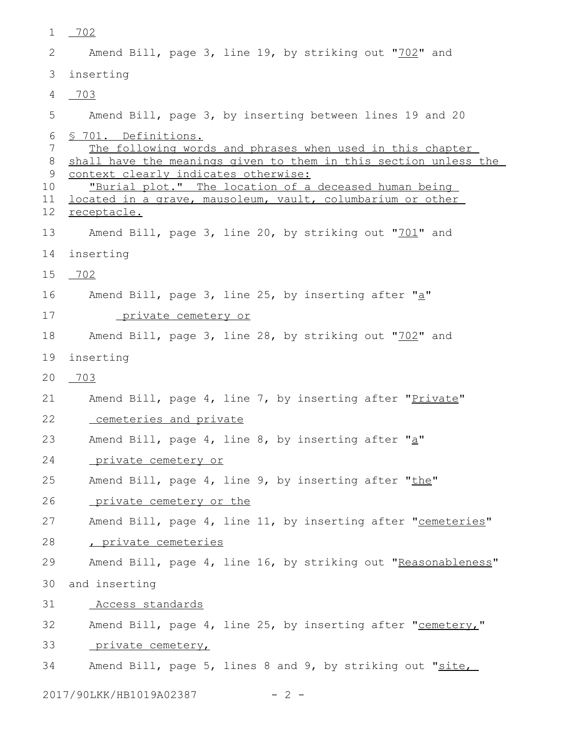702

Amend Bill, page 3, line 19, by striking out "702" and inserting

703

Amend Bill, page 3, by inserting between lines 19 and 20

§ 701. Definitions.

The following words and phrases when used in this chapter shall have the meanings given to them in this section unless the context clearly indicates otherwise:

"Burial plot." The location of a deceased human being located in a grave, mausoleum, vault, columbarium or other receptacle.

Amend Bill, page 3, line 20, by striking out "701" and inserting

702

Amend Bill, page 3, line 25, by inserting after "a"

private cemetery or

Amend Bill, page 3, line 28, by striking out "702" and inserting

703

Amend Bill, page 4, line 7, by inserting after "Private"

cemeteries and private

Amend Bill, page 4, line 8, by inserting after "a"

private cemetery or

Amend Bill, page 4, line 9, by inserting after "the"

private cemetery or the

Amend Bill, page 4, line 11, by inserting after "cemeteries"

, private cemeteries

Amend Bill, page 4, line 16, by striking out "Reasonableness" and inserting

Access standards

Amend Bill, page 4, line 25, by inserting after "cemetery,"

private cemetery,

Amend Bill, page 5, lines 8 and 9, by striking out "site,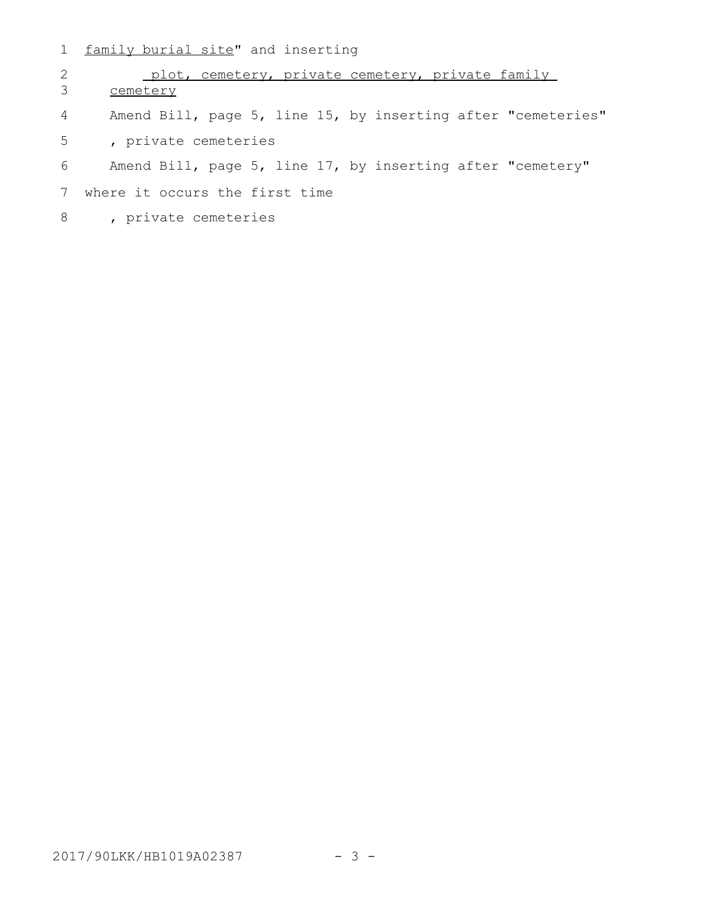1 family burial site" and inserting

2 plot, cemetery, private cemetery, private family
3 cemetery

4 Amend Bill, page 5, line 15, by inserting after "cemeteries"

5 , private cemeteries

6 Amend Bill, page 5, line 17, by inserting after "cemetery"

7 where it occurs the first time

8 , private cemeteries

2017/90LKK/HB1019A02387